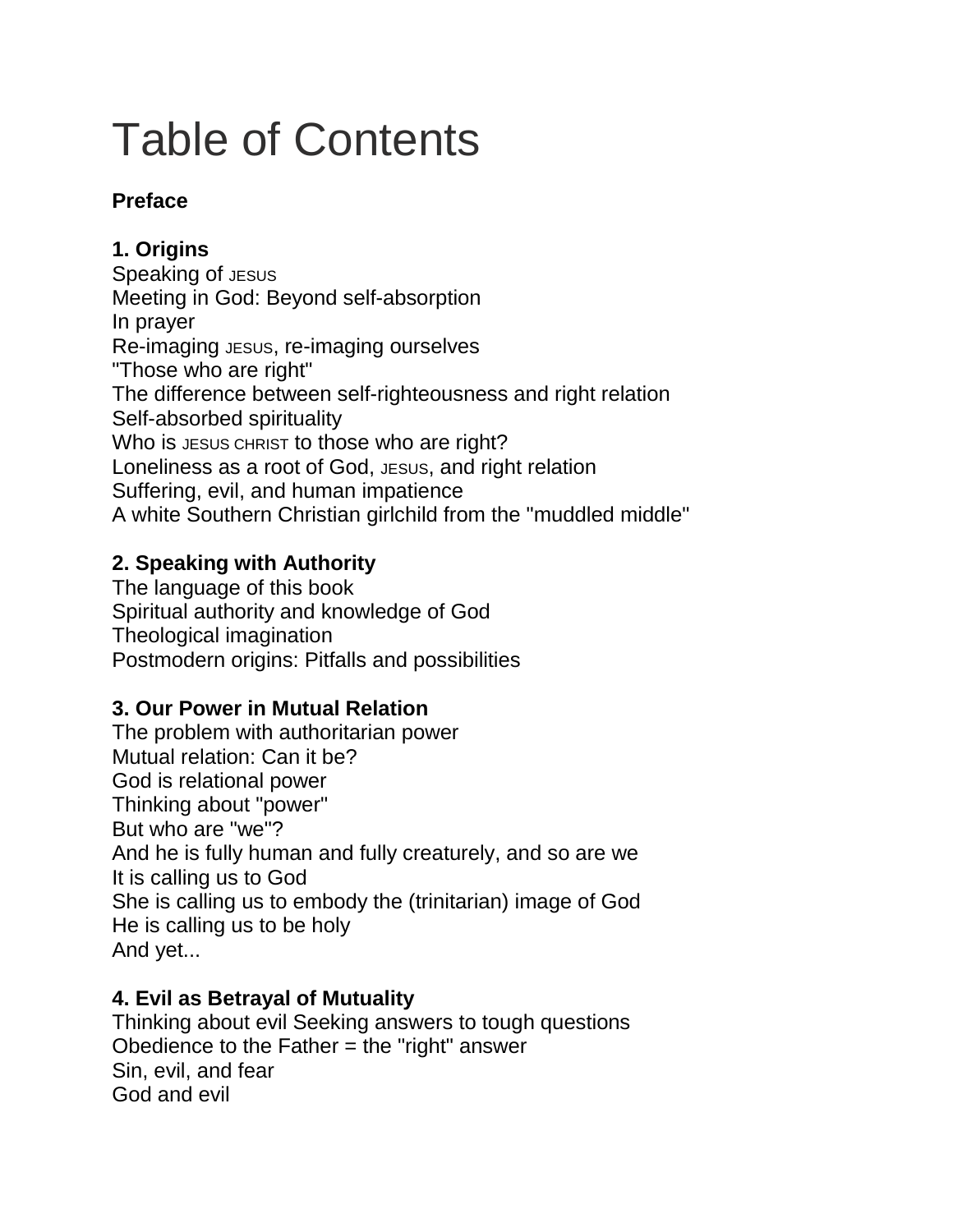# Table of Contents

**Preface**

**1. Origins**

Speaking of JESUS
Meeting in God: Beyond self-absorption
In prayer
Re-imaging JESUS, re-imaging ourselves
"Those who are right"
The difference between self-righteousness and right relation
Self-absorbed spirituality
Who is JESUS CHRIST to those who are right?
Loneliness as a root of God, JESUS, and right relation
Suffering, evil, and human impatience
A white Southern Christian girlchild from the "muddled middle"

**2. Speaking with Authority**

The language of this book
Spiritual authority and knowledge of God
Theological imagination
Postmodern origins: Pitfalls and possibilities

**3. Our Power in Mutual Relation**

The problem with authoritarian power
Mutual relation: Can it be?
God is relational power
Thinking about "power"
But who are "we"?
And he is fully human and fully creaturely, and so are we
It is calling us to God
She is calling us to embody the (trinitarian) image of God
He is calling us to be holy
And yet...

**4. Evil as Betrayal of Mutuality**

Thinking about evil Seeking answers to tough questions
Obedience to the Father = the "right" answer
Sin, evil, and fear
God and evil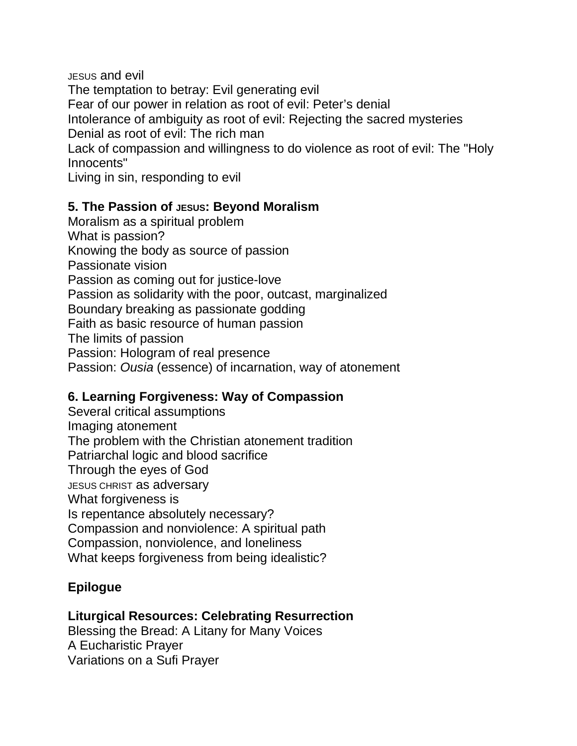JESUS and evil
The temptation to betray: Evil generating evil
Fear of our power in relation as root of evil: Peter's denial
Intolerance of ambiguity as root of evil: Rejecting the sacred mysteries
Denial as root of evil: The rich man
Lack of compassion and willingness to do violence as root of evil: The "Holy Innocents"
Living in sin, responding to evil

**5. The Passion of JESUS: Beyond Moralism**
Moralism as a spiritual problem
What is passion?
Knowing the body as source of passion
Passionate vision
Passion as coming out for justice-love
Passion as solidarity with the poor, outcast, marginalized
Boundary breaking as passionate godding
Faith as basic resource of human passion
The limits of passion
Passion: Hologram of real presence
Passion: *Ousia* (essence) of incarnation, way of atonement

**6. Learning Forgiveness: Way of Compassion**
Several critical assumptions
Imaging atonement
The problem with the Christian atonement tradition
Patriarchal logic and blood sacrifice
Through the eyes of God
JESUS CHRIST as adversary
What forgiveness is
Is repentance absolutely necessary?
Compassion and nonviolence: A spiritual path
Compassion, nonviolence, and loneliness
What keeps forgiveness from being idealistic?

**Epilogue**

**Liturgical Resources: Celebrating Resurrection**
Blessing the Bread: A Litany for Many Voices
A Eucharistic Prayer
Variations on a Sufi Prayer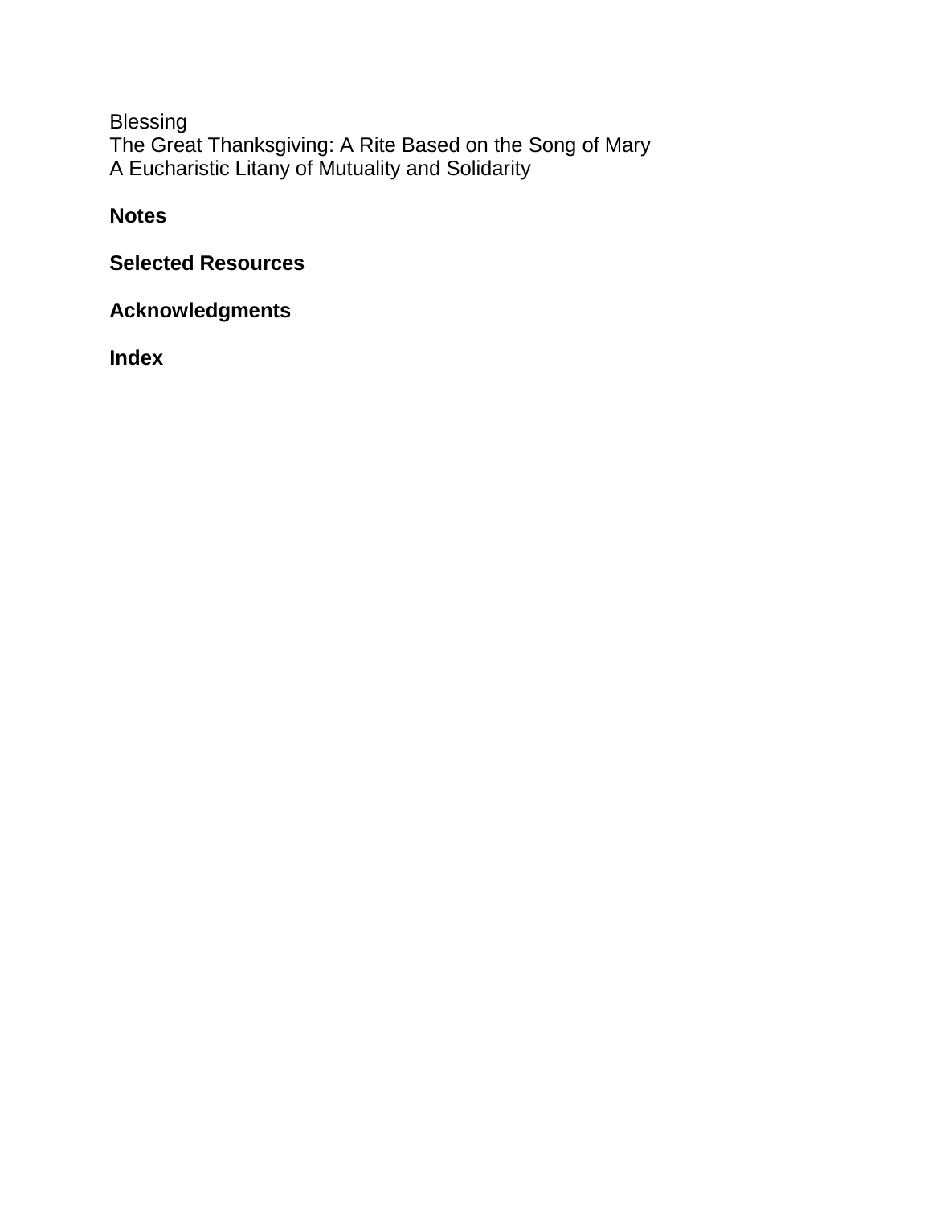Blessing
The Great Thanksgiving: A Rite Based on the Song of Mary
A Eucharistic Litany of Mutuality and Solidarity

**Notes**

**Selected Resources**

**Acknowledgments**

**Index**